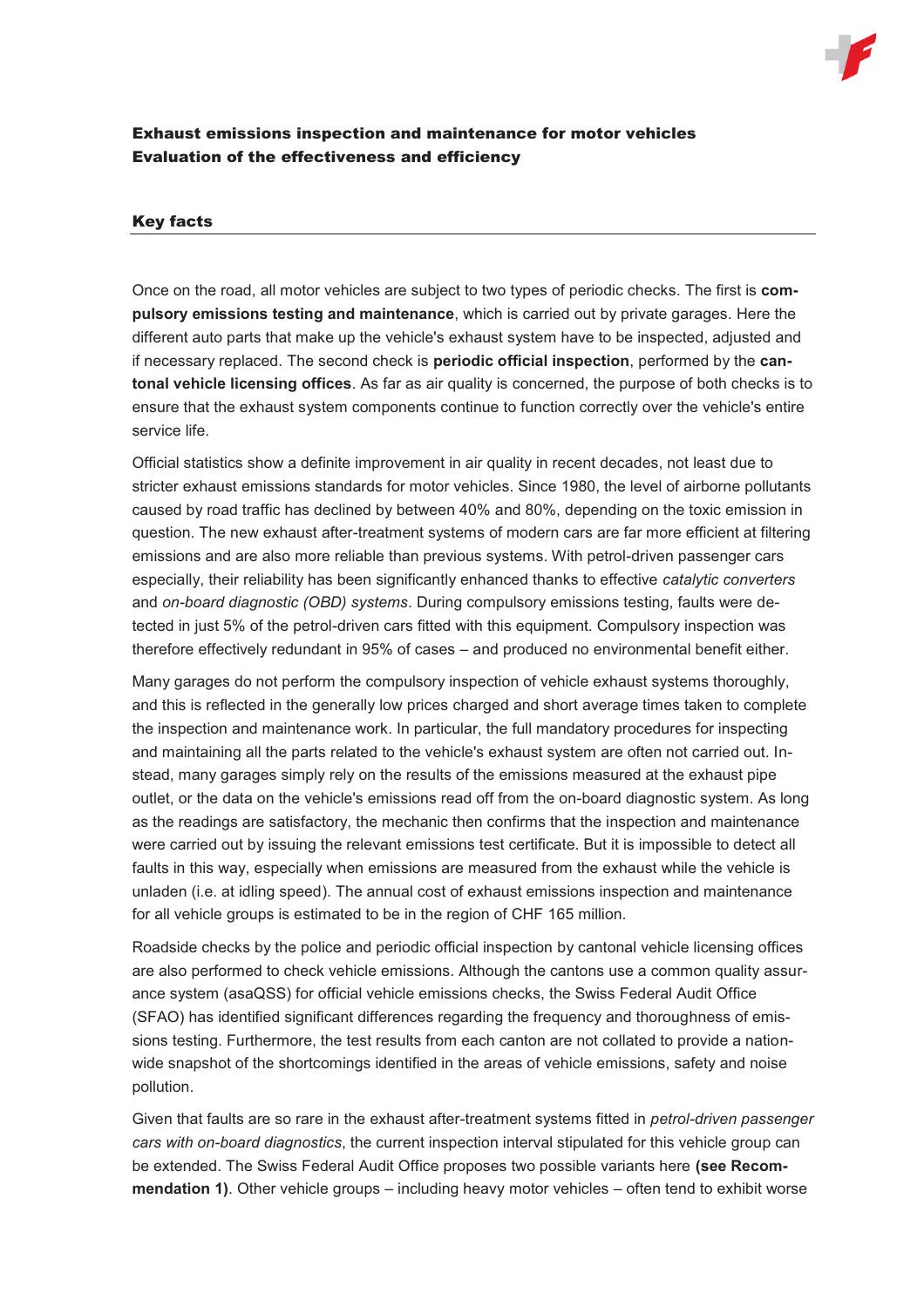**Exhaust emissions inspection and maintenance for motor vehicles**
**Evaluation of the effectiveness and efficiency**

## Key facts

Once on the road, all motor vehicles are subject to two types of periodic checks. The first is **compulsory emissions testing and maintenance**, which is carried out by private garages. Here the different auto parts that make up the vehicle's exhaust system have to be inspected, adjusted and if necessary replaced. The second check is **periodic official inspection**, performed by the **cantonal vehicle licensing offices**. As far as air quality is concerned, the purpose of both checks is to ensure that the exhaust system components continue to function correctly over the vehicle's entire service life.

Official statistics show a definite improvement in air quality in recent decades, not least due to stricter exhaust emissions standards for motor vehicles. Since 1980, the level of airborne pollutants caused by road traffic has declined by between 40% and 80%, depending on the toxic emission in question. The new exhaust after-treatment systems of modern cars are far more efficient at filtering emissions and are also more reliable than previous systems. With petrol-driven passenger cars especially, their reliability has been significantly enhanced thanks to effective *catalytic converters* and *on-board diagnostic (OBD) systems*. During compulsory emissions testing, faults were detected in just 5% of the petrol-driven cars fitted with this equipment. Compulsory inspection was therefore effectively redundant in 95% of cases – and produced no environmental benefit either.

Many garages do not perform the compulsory inspection of vehicle exhaust systems thoroughly, and this is reflected in the generally low prices charged and short average times taken to complete the inspection and maintenance work. In particular, the full mandatory procedures for inspecting and maintaining all the parts related to the vehicle's exhaust system are often not carried out. Instead, many garages simply rely on the results of the emissions measured at the exhaust pipe outlet, or the data on the vehicle's emissions read off from the on-board diagnostic system. As long as the readings are satisfactory, the mechanic then confirms that the inspection and maintenance were carried out by issuing the relevant emissions test certificate. But it is impossible to detect all faults in this way, especially when emissions are measured from the exhaust while the vehicle is unladen (i.e. at idling speed). The annual cost of exhaust emissions inspection and maintenance for all vehicle groups is estimated to be in the region of CHF 165 million.

Roadside checks by the police and periodic official inspection by cantonal vehicle licensing offices are also performed to check vehicle emissions. Although the cantons use a common quality assurance system (asaQSS) for official vehicle emissions checks, the Swiss Federal Audit Office (SFAO) has identified significant differences regarding the frequency and thoroughness of emissions testing. Furthermore, the test results from each canton are not collated to provide a nationwide snapshot of the shortcomings identified in the areas of vehicle emissions, safety and noise pollution.

Given that faults are so rare in the exhaust after-treatment systems fitted in *petrol-driven passenger cars with on-board diagnostics*, the current inspection interval stipulated for this vehicle group can be extended. The Swiss Federal Audit Office proposes two possible variants here **(see Recommendation 1)**. Other vehicle groups – including heavy motor vehicles – often tend to exhibit worse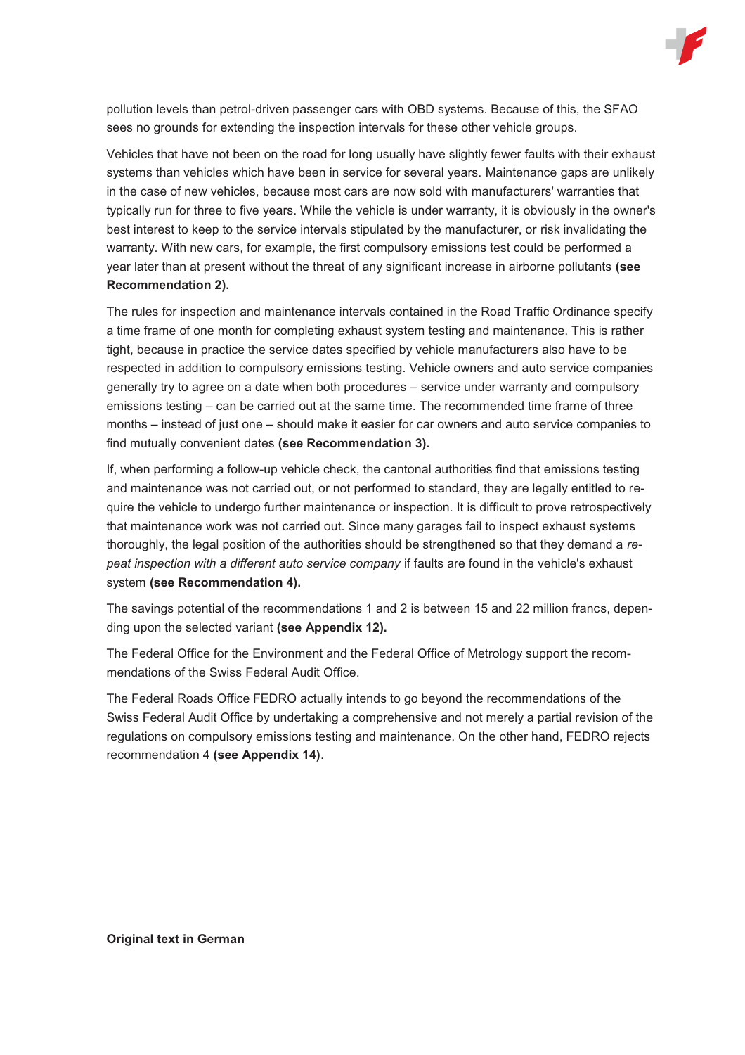pollution levels than petrol-driven passenger cars with OBD systems. Because of this, the SFAO sees no grounds for extending the inspection intervals for these other vehicle groups.

Vehicles that have not been on the road for long usually have slightly fewer faults with their exhaust systems than vehicles which have been in service for several years. Maintenance gaps are unlikely in the case of new vehicles, because most cars are now sold with manufacturers' warranties that typically run for three to five years. While the vehicle is under warranty, it is obviously in the owner's best interest to keep to the service intervals stipulated by the manufacturer, or risk invalidating the warranty. With new cars, for example, the first compulsory emissions test could be performed a year later than at present without the threat of any significant increase in airborne pollutants **(see Recommendation 2).**

The rules for inspection and maintenance intervals contained in the Road Traffic Ordinance specify a time frame of one month for completing exhaust system testing and maintenance. This is rather tight, because in practice the service dates specified by vehicle manufacturers also have to be respected in addition to compulsory emissions testing. Vehicle owners and auto service companies generally try to agree on a date when both procedures – service under warranty and compulsory emissions testing – can be carried out at the same time. The recommended time frame of three months – instead of just one – should make it easier for car owners and auto service companies to find mutually convenient dates **(see Recommendation 3).**

If, when performing a follow-up vehicle check, the cantonal authorities find that emissions testing and maintenance was not carried out, or not performed to standard, they are legally entitled to require the vehicle to undergo further maintenance or inspection. It is difficult to prove retrospectively that maintenance work was not carried out. Since many garages fail to inspect exhaust systems thoroughly, the legal position of the authorities should be strengthened so that they demand a *repeat inspection with a different auto service company* if faults are found in the vehicle's exhaust system **(see Recommendation 4).**

The savings potential of the recommendations 1 and 2 is between 15 and 22 million francs, depending upon the selected variant **(see Appendix 12).**

The Federal Office for the Environment and the Federal Office of Metrology support the recommendations of the Swiss Federal Audit Office.

The Federal Roads Office FEDRO actually intends to go beyond the recommendations of the Swiss Federal Audit Office by undertaking a comprehensive and not merely a partial revision of the regulations on compulsory emissions testing and maintenance. On the other hand, FEDRO rejects recommendation 4 **(see Appendix 14)**.

**Original text in German**